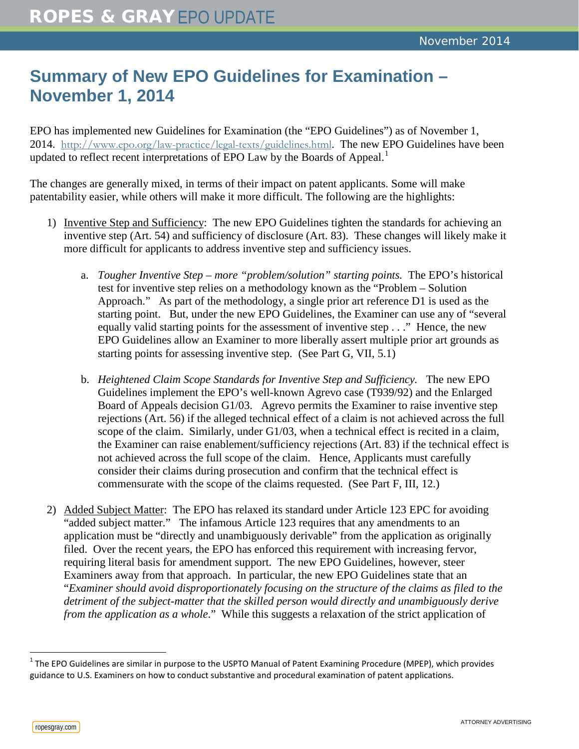# Summary of New EPO Guidelines for Examination – November 1, 2014

EPO has implemented new Guidelines for Examination (the "EPO Guidelines") as of November 1, 2014. http://www.epo.org/law-practice/legal-texts/guidelines.html. The new EPO Guidelines have been updated to reflect recent interpretations of EPO Law by the Boards of Appeal.[1]

The changes are generally mixed, in terms of their impact on patent applicants. Some will make patentability easier, while others will make it more difficult. The following are the highlights:

1) Inventive Step and Sufficiency: The new EPO Guidelines tighten the standards for achieving an inventive step (Art. 54) and sufficiency of disclosure (Art. 83). These changes will likely make it more difficult for applicants to address inventive step and sufficiency issues.

   a. *Tougher Inventive Step – more "problem/solution" starting points.* The EPO's historical test for inventive step relies on a methodology known as the "Problem – Solution Approach." As part of the methodology, a single prior art reference D1 is used as the starting point. But, under the new EPO Guidelines, the Examiner can use any of "several equally valid starting points for the assessment of inventive step . . ." Hence, the new EPO Guidelines allow an Examiner to more liberally assert multiple prior art grounds as starting points for assessing inventive step. (See Part G, VII, 5.1)

   b. *Heightened Claim Scope Standards for Inventive Step and Sufficiency.* The new EPO Guidelines implement the EPO's well-known Agrevo case (T939/92) and the Enlarged Board of Appeals decision G1/03. Agrevo permits the Examiner to raise inventive step rejections (Art. 56) if the alleged technical effect of a claim is not achieved across the full scope of the claim. Similarly, under G1/03, when a technical effect is recited in a claim, the Examiner can raise enablement/sufficiency rejections (Art. 83) if the technical effect is not achieved across the full scope of the claim. Hence, Applicants must carefully consider their claims during prosecution and confirm that the technical effect is commensurate with the scope of the claims requested. (See Part F, III, 12.)

2) Added Subject Matter: The EPO has relaxed its standard under Article 123 EPC for avoiding "added subject matter." The infamous Article 123 requires that any amendments to an application must be "directly and unambiguously derivable" from the application as originally filed. Over the recent years, the EPO has enforced this requirement with increasing fervor, requiring literal basis for amendment support. The new EPO Guidelines, however, steer Examiners away from that approach. In particular, the new EPO Guidelines state that an "*Examiner should avoid disproportionately focusing on the structure of the claims as filed to the detriment of the subject-matter that the skilled person would directly and unambiguously derive from the application as a whole*." While this suggests a relaxation of the strict application of

[1] The EPO Guidelines are similar in purpose to the USPTO Manual of Patent Examining Procedure (MPEP), which provides guidance to U.S. Examiners on how to conduct substantive and procedural examination of patent applications.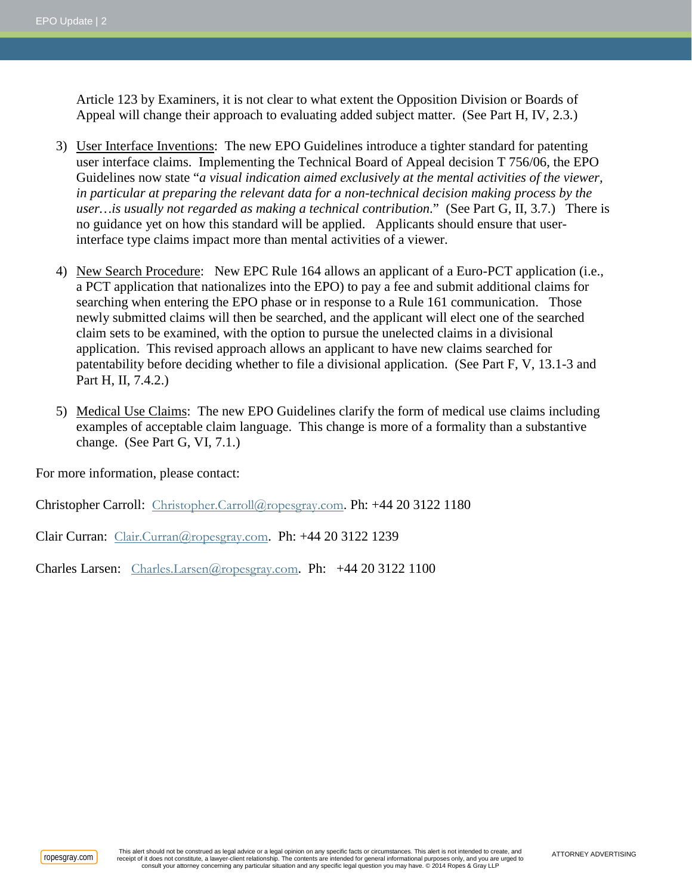Article 123 by Examiners, it is not clear to what extent the Opposition Division or Boards of Appeal will change their approach to evaluating added subject matter. (See Part H, IV, 2.3.)

3) User Interface Inventions: The new EPO Guidelines introduce a tighter standard for patenting user interface claims. Implementing the Technical Board of Appeal decision T 756/06, the EPO Guidelines now state "*a visual indication aimed exclusively at the mental activities of the viewer, in particular at preparing the relevant data for a non-technical decision making process by the user…is usually not regarded as making a technical contribution*." (See Part G, II, 3.7.) There is no guidance yet on how this standard will be applied. Applicants should ensure that user-interface type claims impact more than mental activities of a viewer.

4) New Search Procedure: New EPC Rule 164 allows an applicant of a Euro-PCT application (i.e., a PCT application that nationalizes into the EPO) to pay a fee and submit additional claims for searching when entering the EPO phase or in response to a Rule 161 communication. Those newly submitted claims will then be searched, and the applicant will elect one of the searched claim sets to be examined, with the option to pursue the unelected claims in a divisional application. This revised approach allows an applicant to have new claims searched for patentability before deciding whether to file a divisional application. (See Part F, V, 13.1-3 and Part H, II, 7.4.2.)

5) Medical Use Claims: The new EPO Guidelines clarify the form of medical use claims including examples of acceptable claim language. This change is more of a formality than a substantive change. (See Part G, VI, 7.1.)

For more information, please contact:

Christopher Carroll: Christopher.Carroll@ropesgray.com. Ph: +44 20 3122 1180

Clair Curran: Clair.Curran@ropesgray.com. Ph: +44 20 3122 1239

Charles Larsen: Charles.Larsen@ropesgray.com. Ph: +44 20 3122 1100

ropesgray.com

This alert should not be construed as legal advice or a legal opinion on any specific facts or circumstances. This alert is not intended to create, and receipt of it does not constitute, a lawyer-client relationship. The contents are intended for general informational purposes only, and you are urged to consult your attorney concerning any particular situation and any specific legal question you may have. © 2014 Ropes & Gray LLP

ATTORNEY ADVERTISING